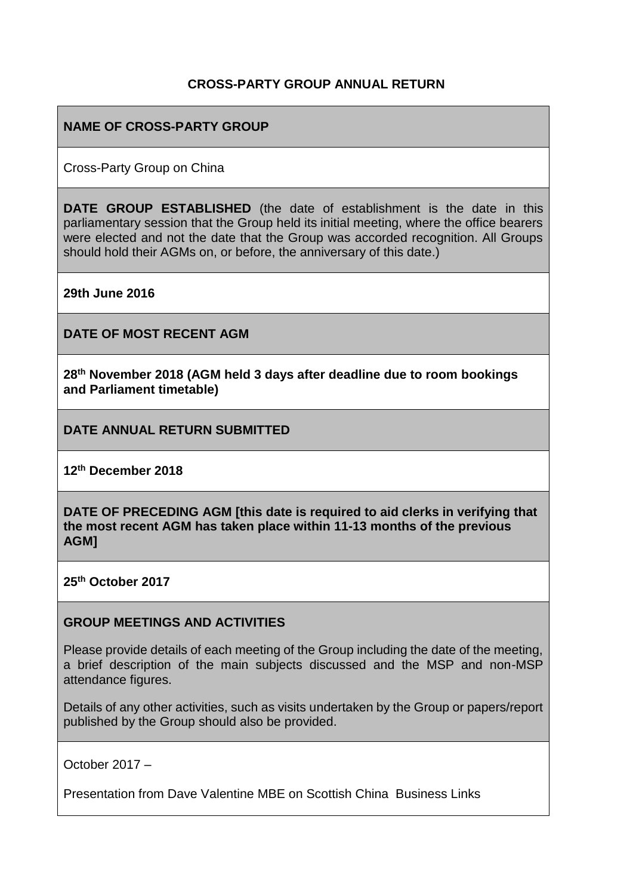# CROSS-PARTY GROUP ANNUAL RETURN

**NAME OF CROSS-PARTY GROUP**

Cross-Party Group on China

**DATE GROUP ESTABLISHED** (the date of establishment is the date in this parliamentary session that the Group held its initial meeting, where the office bearers were elected and not the date that the Group was accorded recognition. All Groups should hold their AGMs on, or before, the anniversary of this date.)

**29th June 2016**

**DATE OF MOST RECENT AGM**

**28th November 2018 (AGM held 3 days after deadline due to room bookings and Parliament timetable)**

**DATE ANNUAL RETURN SUBMITTED**

**12th December 2018**

**DATE OF PRECEDING AGM [this date is required to aid clerks in verifying that the most recent AGM has taken place within 11-13 months of the previous AGM]**

**25th October 2017**

**GROUP MEETINGS AND ACTIVITIES**

Please provide details of each meeting of the Group including the date of the meeting, a brief description of the main subjects discussed and the MSP and non-MSP attendance figures.

Details of any other activities, such as visits undertaken by the Group or papers/report published by the Group should also be provided.

October 2017 –

Presentation from Dave Valentine MBE on Scottish China Business Links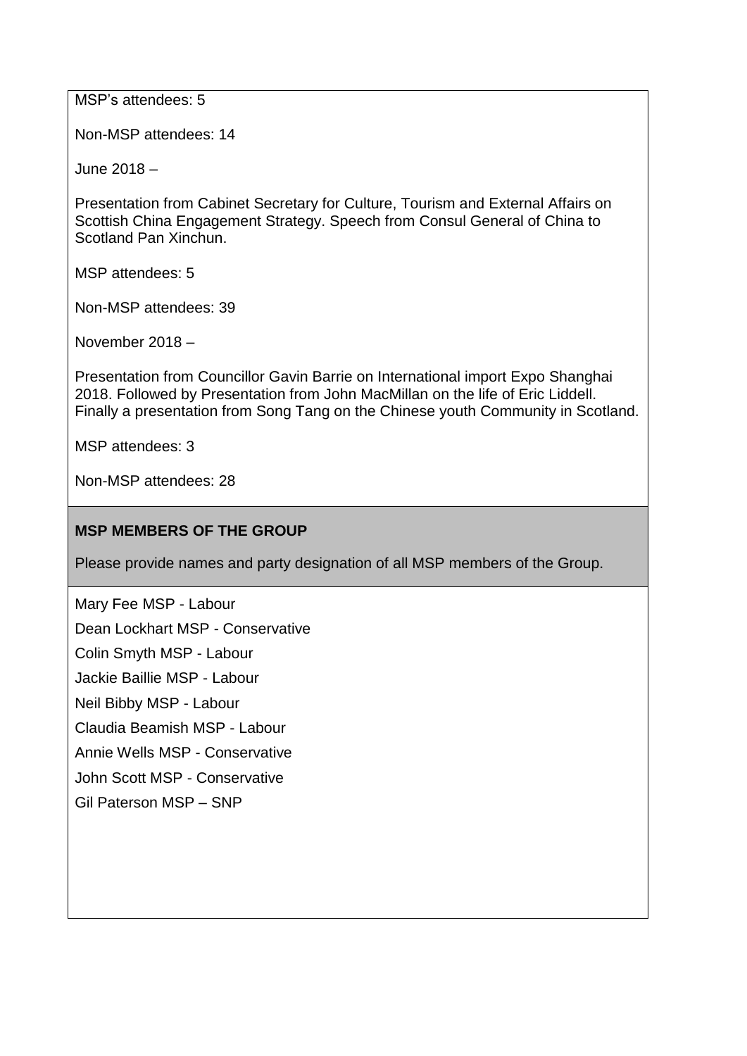MSP's attendees: 5

Non-MSP attendees: 14

June 2018 –

Presentation from Cabinet Secretary for Culture, Tourism and External Affairs on Scottish China Engagement Strategy. Speech from Consul General of China to Scotland Pan Xinchun.

MSP attendees: 5

Non-MSP attendees: 39

November 2018 –

Presentation from Councillor Gavin Barrie on International import Expo Shanghai 2018. Followed by Presentation from John MacMillan on the life of Eric Liddell. Finally a presentation from Song Tang on the Chinese youth Community in Scotland.

MSP attendees: 3

Non-MSP attendees: 28

**MSP MEMBERS OF THE GROUP**

Please provide names and party designation of all MSP members of the Group.

Mary Fee MSP - Labour

Dean Lockhart MSP - Conservative

Colin Smyth MSP - Labour

Jackie Baillie MSP - Labour

Neil Bibby MSP - Labour

Claudia Beamish MSP - Labour

Annie Wells MSP - Conservative

John Scott MSP - Conservative

Gil Paterson MSP – SNP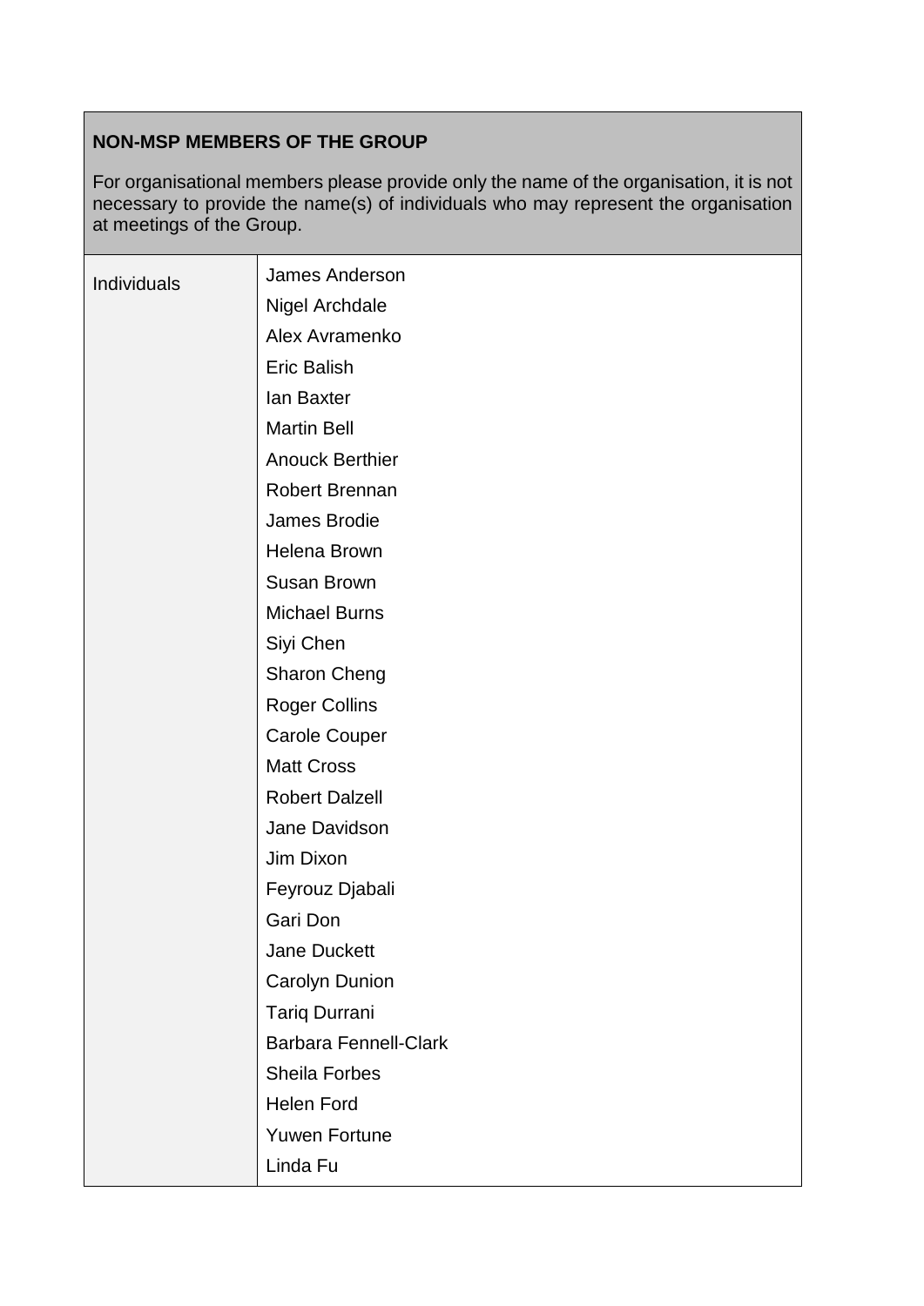| NON-MSP MEMBERS OF THE GROUP<br><br>For organisational members please provide only the name of the organisation, it is not necessary to provide the name(s) of individuals who may represent the organisation at meetings of the Group. | |
|---|---|
| Individuals | James Anderson<br>Nigel Archdale<br>Alex Avramenko<br>Eric Balish<br>Ian Baxter<br>Martin Bell<br>Anouck Berthier<br>Robert Brennan<br>James Brodie<br>Helena Brown<br>Susan Brown<br>Michael Burns<br>Siyi Chen<br>Sharon Cheng<br>Roger Collins<br>Carole Couper<br>Matt Cross<br>Robert Dalzell<br>Jane Davidson<br>Jim Dixon<br>Feyrouz Djabali<br>Gari Don<br>Jane Duckett<br>Carolyn Dunion<br>Tariq Durrani<br>Barbara Fennell-Clark<br>Sheila Forbes<br>Helen Ford<br>Yuwen Fortune<br>Linda Fu |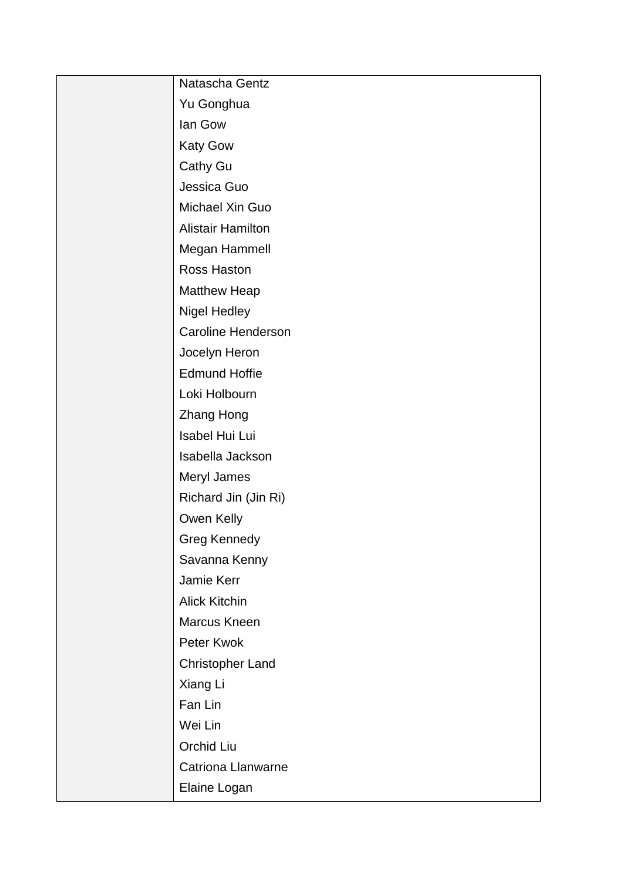| | |
|---|---|
| | Natascha Gentz<br>Yu Gonghua<br>Ian Gow<br>Katy Gow<br>Cathy Gu<br>Jessica Guo<br>Michael Xin Guo<br>Alistair Hamilton<br>Megan Hammell<br>Ross Haston<br>Matthew Heap<br>Nigel Hedley<br>Caroline Henderson<br>Jocelyn Heron<br>Edmund Hoffie<br>Loki Holbourn<br>Zhang Hong<br>Isabel Hui Lui<br>Isabella Jackson<br>Meryl James<br>Richard Jin (Jin Ri)<br>Owen Kelly<br>Greg Kennedy<br>Savanna Kenny<br>Jamie Kerr<br>Alick Kitchin<br>Marcus Kneen<br>Peter Kwok<br>Christopher Land<br>Xiang Li<br>Fan Lin<br>Wei Lin<br>Orchid Liu<br>Catriona Llanwarne<br>Elaine Logan |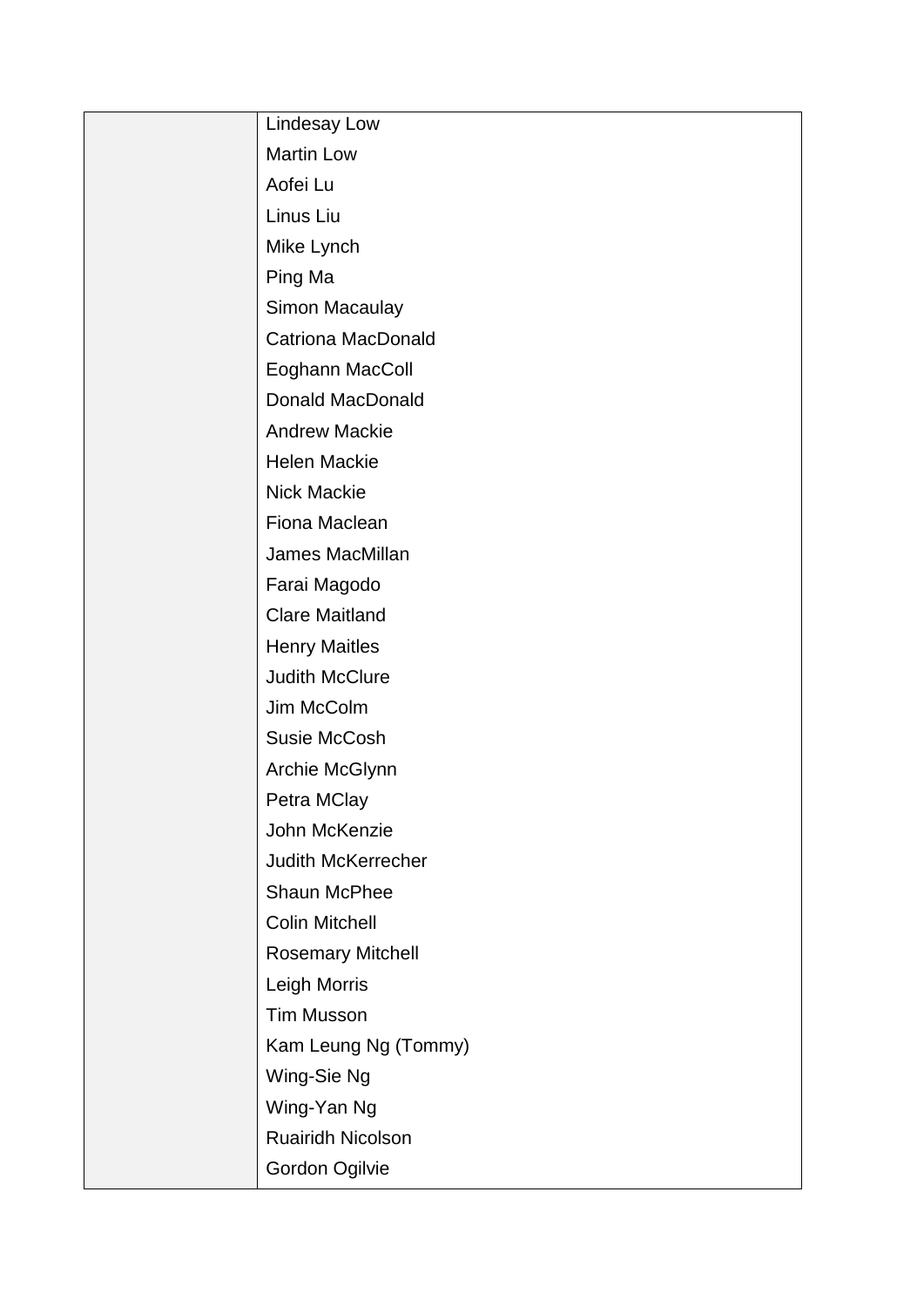| | |
|---|---|
| | Lindesay Low |
| | Martin Low |
| | Aofei Lu |
| | Linus Liu |
| | Mike Lynch |
| | Ping Ma |
| | Simon Macaulay |
| | Catriona MacDonald |
| | Eoghann MacColl |
| | Donald MacDonald |
| | Andrew Mackie |
| | Helen Mackie |
| | Nick Mackie |
| | Fiona Maclean |
| | James MacMillan |
| | Farai Magodo |
| | Clare Maitland |
| | Henry Maitles |
| | Judith McClure |
| | Jim McColm |
| | Susie McCosh |
| | Archie McGlynn |
| | Petra MClay |
| | John McKenzie |
| | Judith McKerrecher |
| | Shaun McPhee |
| | Colin Mitchell |
| | Rosemary Mitchell |
| | Leigh Morris |
| | Tim Musson |
| | Kam Leung Ng (Tommy) |
| | Wing-Sie Ng |
| | Wing-Yan Ng |
| | Ruairidh Nicolson |
| | Gordon Ogilvie |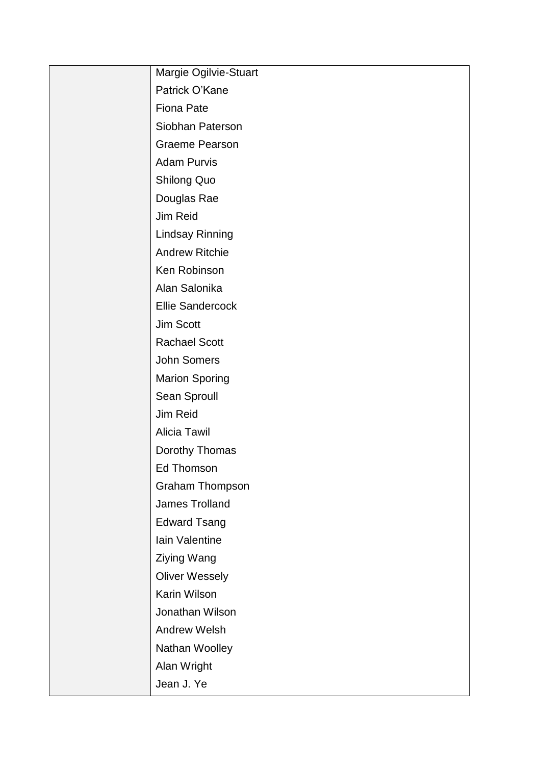| | |
|---|---|
| | Margie Ogilvie-Stuart |
| | Patrick O’Kane |
| | Fiona Pate |
| | Siobhan Paterson |
| | Graeme Pearson |
| | Adam Purvis |
| | Shilong Quo |
| | Douglas Rae |
| | Jim Reid |
| | Lindsay Rinning |
| | Andrew Ritchie |
| | Ken Robinson |
| | Alan Salonika |
| | Ellie Sandercock |
| | Jim Scott |
| | Rachael Scott |
| | John Somers |
| | Marion Sporing |
| | Sean Sproull |
| | Jim Reid |
| | Alicia Tawil |
| | Dorothy Thomas |
| | Ed Thomson |
| | Graham Thompson |
| | James Trolland |
| | Edward Tsang |
| | Iain Valentine |
| | Ziying Wang |
| | Oliver Wessely |
| | Karin Wilson |
| | Jonathan Wilson |
| | Andrew Welsh |
| | Nathan Woolley |
| | Alan Wright |
| | Jean J. Ye |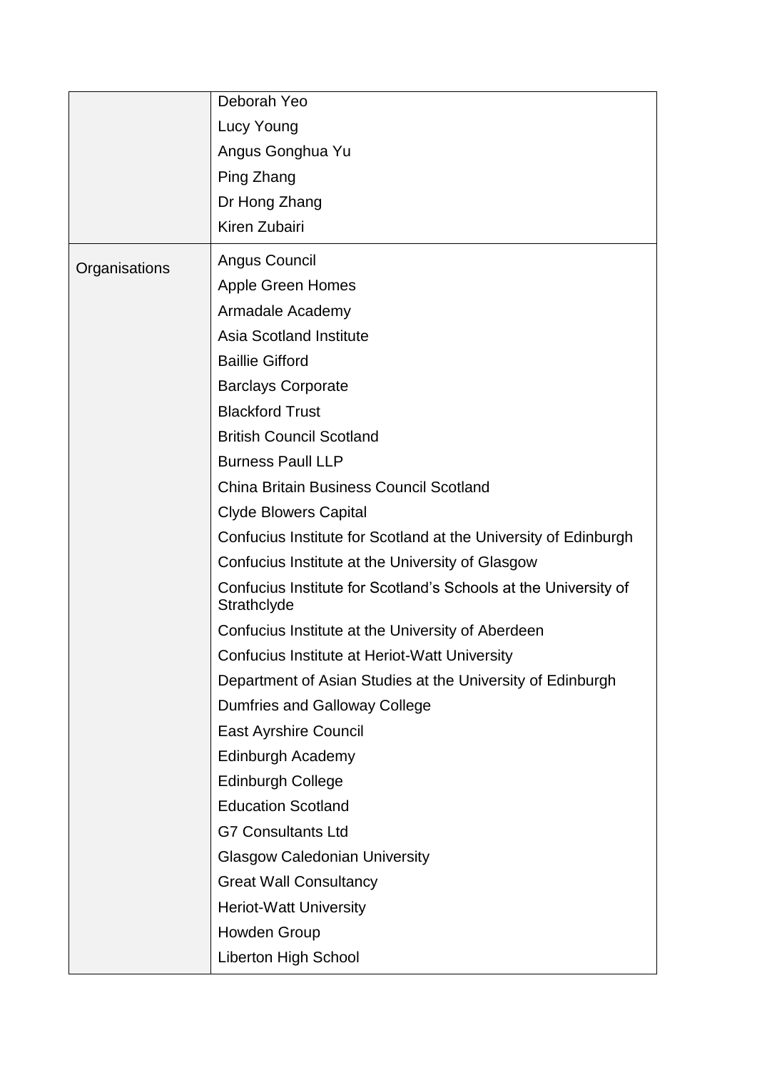| | |
|---|---|
| | Deborah Yeo<br>Lucy Young<br>Angus Gonghua Yu<br>Ping Zhang<br>Dr Hong Zhang<br>Kiren Zubairi |
| Organisations | Angus Council<br>Apple Green Homes<br>Armadale Academy<br>Asia Scotland Institute<br>Baillie Gifford<br>Barclays Corporate<br>Blackford Trust<br>British Council Scotland<br>Burness Paull LLP<br>China Britain Business Council Scotland<br>Clyde Blowers Capital<br>Confucius Institute for Scotland at the University of Edinburgh<br>Confucius Institute at the University of Glasgow<br>Confucius Institute for Scotland's Schools at the University of Strathclyde<br>Confucius Institute at the University of Aberdeen<br>Confucius Institute at Heriot-Watt University<br>Department of Asian Studies at the University of Edinburgh<br>Dumfries and Galloway College<br>East Ayrshire Council<br>Edinburgh Academy<br>Edinburgh College<br>Education Scotland<br>G7 Consultants Ltd<br>Glasgow Caledonian University<br>Great Wall Consultancy<br>Heriot-Watt University<br>Howden Group<br>Liberton High School |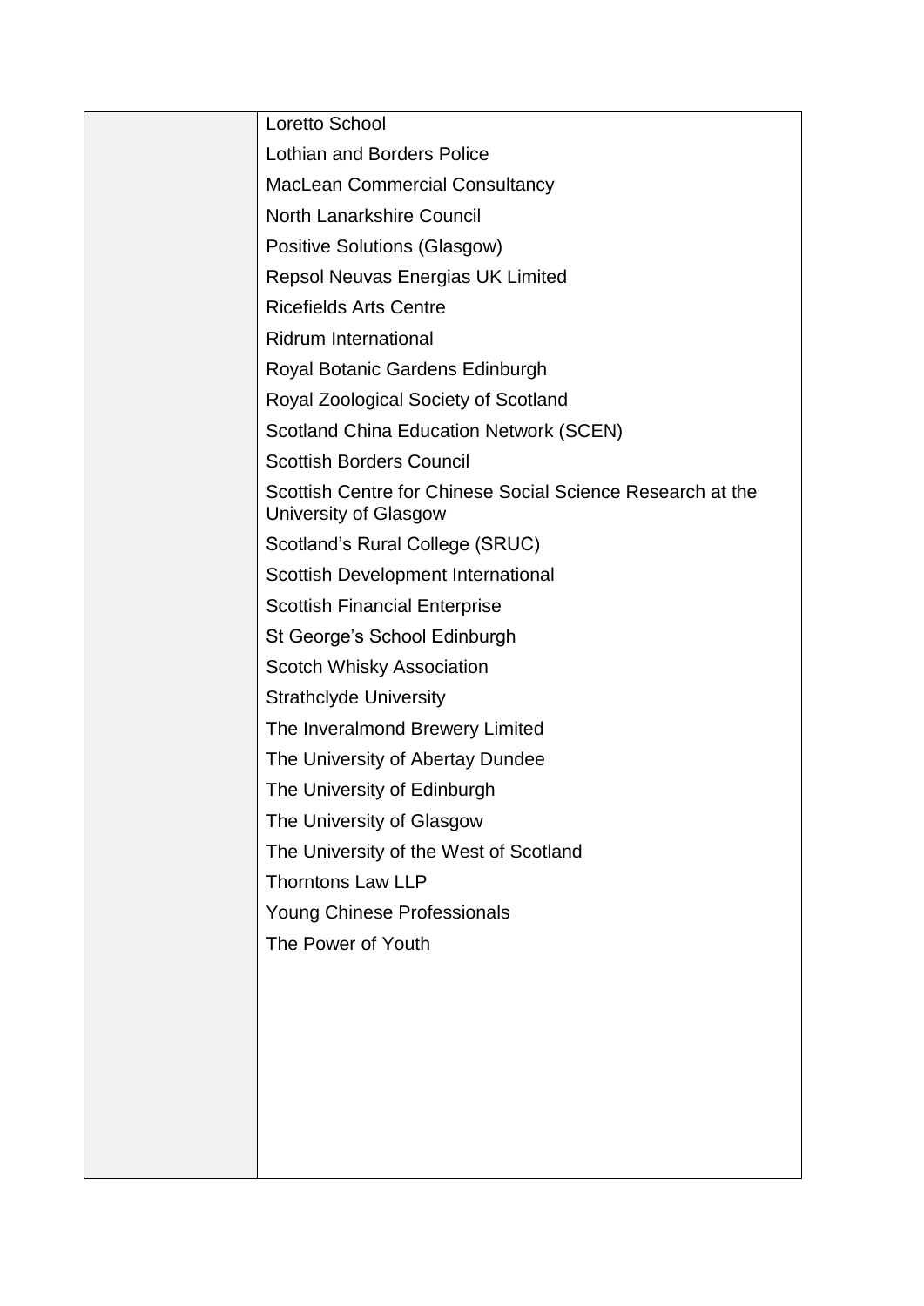| | |
|---|---|
| | Loretto School<br>Lothian and Borders Police<br>MacLean Commercial Consultancy<br>North Lanarkshire Council<br>Positive Solutions (Glasgow)<br>Repsol Neuvas Energias UK Limited<br>Ricefields Arts Centre<br>Ridrum International<br>Royal Botanic Gardens Edinburgh<br>Royal Zoological Society of Scotland<br>Scotland China Education Network (SCEN)<br>Scottish Borders Council<br>Scottish Centre for Chinese Social Science Research at the University of Glasgow<br>Scotland's Rural College (SRUC)<br>Scottish Development International<br>Scottish Financial Enterprise<br>St George's School Edinburgh<br>Scotch Whisky Association<br>Strathclyde University<br>The Inveralmond Brewery Limited<br>The University of Abertay Dundee<br>The University of Edinburgh<br>The University of Glasgow<br>The University of the West of Scotland<br>Thorntons Law LLP<br>Young Chinese Professionals<br>The Power of Youth |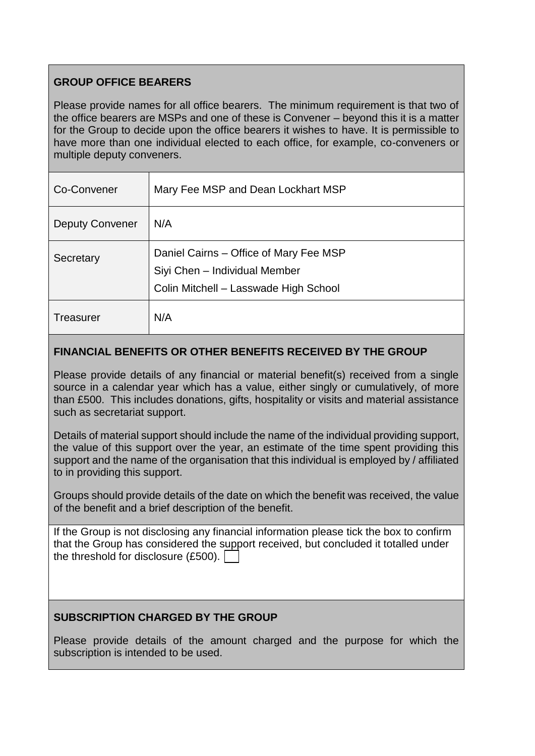## GROUP OFFICE BEARERS

Please provide names for all office bearers. The minimum requirement is that two of the office bearers are MSPs and one of these is Convener – beyond this it is a matter for the Group to decide upon the office bearers it wishes to have. It is permissible to have more than one individual elected to each office, for example, co-conveners or multiple deputy conveners.

| | |
|---|---|
| Co-Convener | Mary Fee MSP and Dean Lockhart MSP |
| Deputy Convener | N/A |
| Secretary | Daniel Cairns – Office of Mary Fee MSP<br>Siyi Chen – Individual Member<br>Colin Mitchell – Lasswade High School |
| Treasurer | N/A |

## FINANCIAL BENEFITS OR OTHER BENEFITS RECEIVED BY THE GROUP

Please provide details of any financial or material benefit(s) received from a single source in a calendar year which has a value, either singly or cumulatively, of more than £500. This includes donations, gifts, hospitality or visits and material assistance such as secretariat support.

Details of material support should include the name of the individual providing support, the value of this support over the year, an estimate of the time spent providing this support and the name of the organisation that this individual is employed by / affiliated to in providing this support.

Groups should provide details of the date on which the benefit was received, the value of the benefit and a brief description of the benefit.

If the Group is not disclosing any financial information please tick the box to confirm that the Group has considered the support received, but concluded it totalled under the threshold for disclosure (£500). ☐

## SUBSCRIPTION CHARGED BY THE GROUP

Please provide details of the amount charged and the purpose for which the subscription is intended to be used.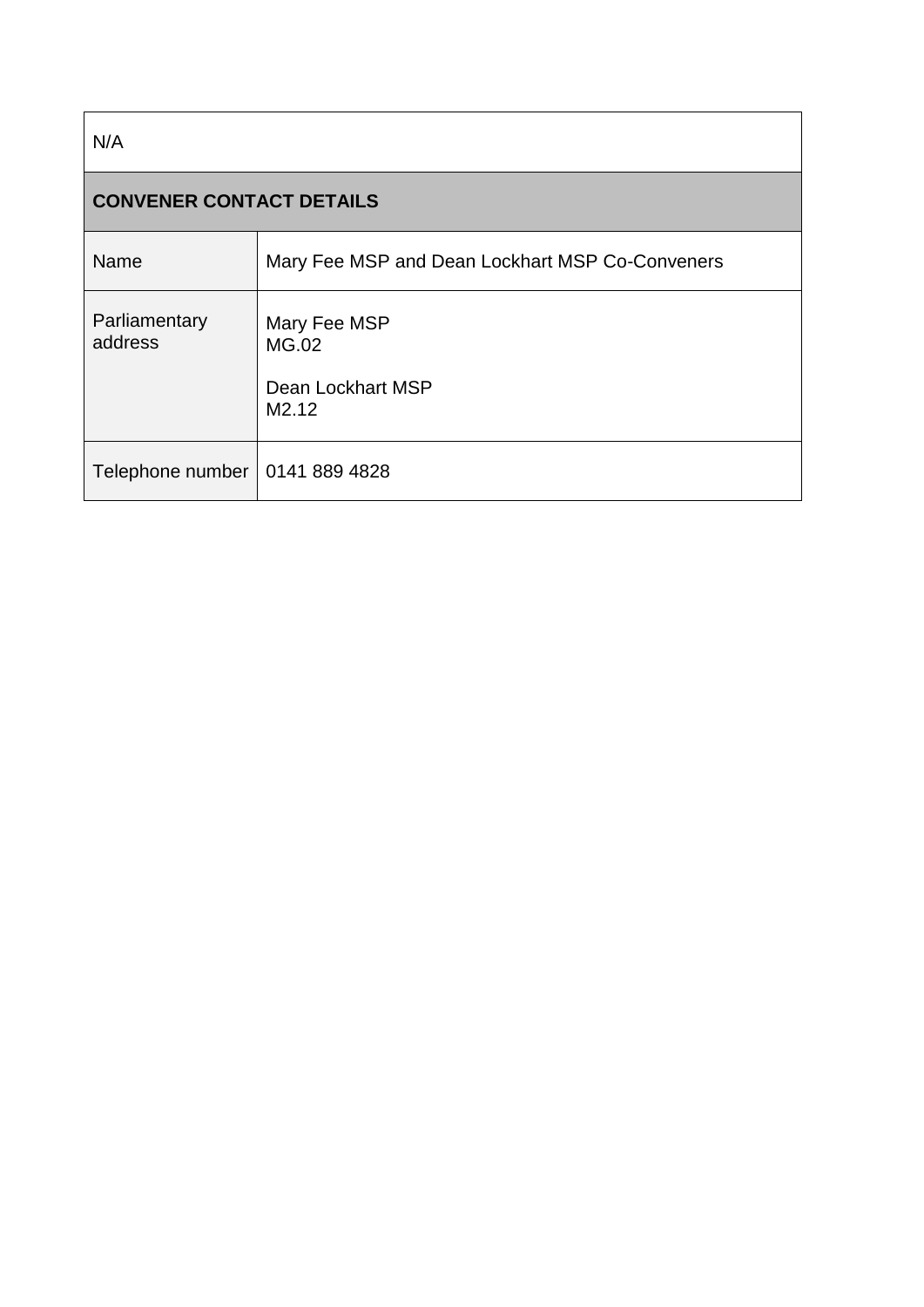| | |
|---|---|
| N/A | |
| **CONVENER CONTACT DETAILS** | |
| Name | Mary Fee MSP and Dean Lockhart MSP Co-Conveners |
| Parliamentary address | Mary Fee MSP<br>MG.02<br><br>Dean Lockhart MSP<br>M2.12 |
| Telephone number | 0141 889 4828 |